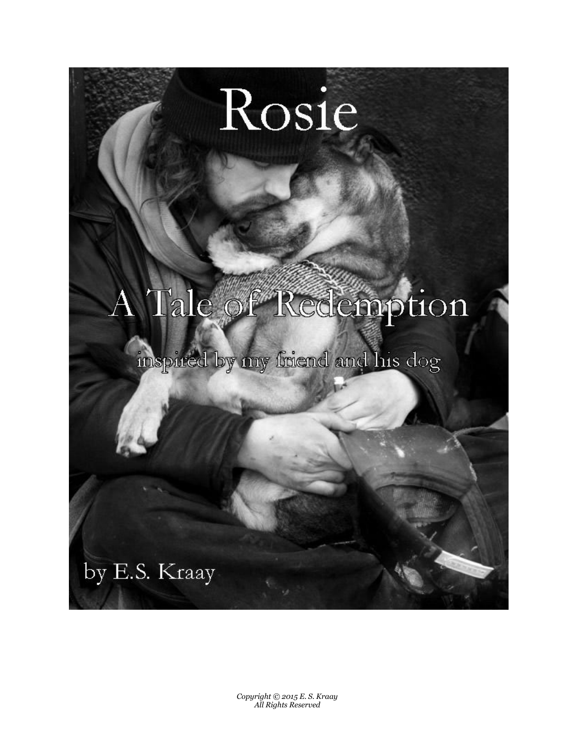# Rosie

## A Tale of Redemption

inspired by my friend and his dog

by E.S. Kraay

*Copyright © 2015 E. S. Kraay*
*All Rights Reserved*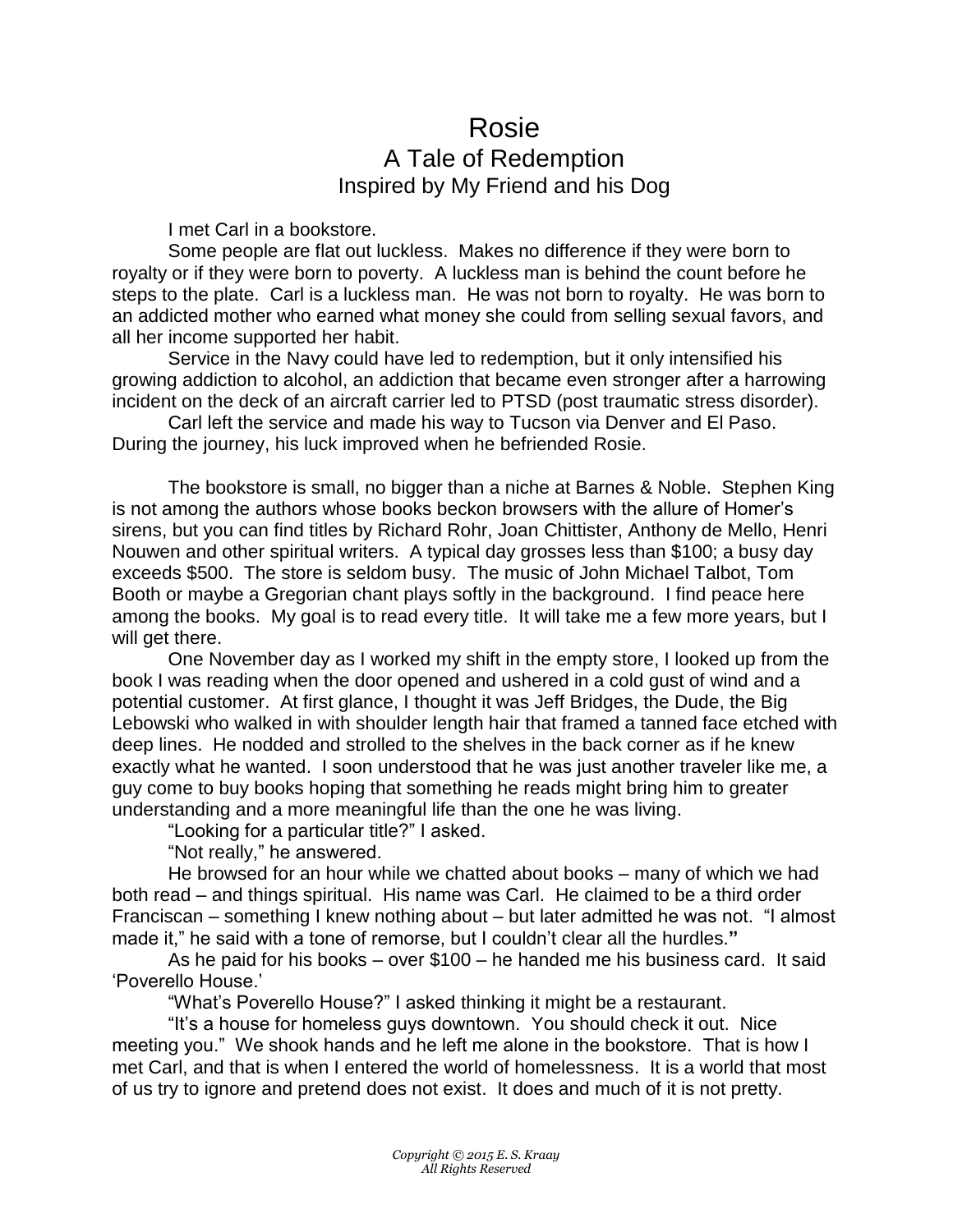# Rosie

## A Tale of Redemption

### Inspired by My Friend and his Dog

I met Carl in a bookstore.

Some people are flat out luckless. Makes no difference if they were born to royalty or if they were born to poverty. A luckless man is behind the count before he steps to the plate. Carl is a luckless man. He was not born to royalty. He was born to an addicted mother who earned what money she could from selling sexual favors, and all her income supported her habit.

Service in the Navy could have led to redemption, but it only intensified his growing addiction to alcohol, an addiction that became even stronger after a harrowing incident on the deck of an aircraft carrier led to PTSD (post traumatic stress disorder).

Carl left the service and made his way to Tucson via Denver and El Paso. During the journey, his luck improved when he befriended Rosie.

The bookstore is small, no bigger than a niche at Barnes & Noble. Stephen King is not among the authors whose books beckon browsers with the allure of Homer's sirens, but you can find titles by Richard Rohr, Joan Chittister, Anthony de Mello, Henri Nouwen and other spiritual writers. A typical day grosses less than $100; a busy day exceeds $500. The store is seldom busy. The music of John Michael Talbot, Tom Booth or maybe a Gregorian chant plays softly in the background. I find peace here among the books. My goal is to read every title. It will take me a few more years, but I will get there.

One November day as I worked my shift in the empty store, I looked up from the book I was reading when the door opened and ushered in a cold gust of wind and a potential customer. At first glance, I thought it was Jeff Bridges, the Dude, the Big Lebowski who walked in with shoulder length hair that framed a tanned face etched with deep lines. He nodded and strolled to the shelves in the back corner as if he knew exactly what he wanted. I soon understood that he was just another traveler like me, a guy come to buy books hoping that something he reads might bring him to greater understanding and a more meaningful life than the one he was living.

"Looking for a particular title?" I asked.

"Not really," he answered.

He browsed for an hour while we chatted about books – many of which we had both read – and things spiritual. His name was Carl. He claimed to be a third order Franciscan – something I knew nothing about – but later admitted he was not. "I almost made it," he said with a tone of remorse, but I couldn't clear all the hurdles."

As he paid for his books – over $100 – he handed me his business card. It said 'Poverello House.'

"What's Poverello House?" I asked thinking it might be a restaurant.

"It's a house for homeless guys downtown. You should check it out. Nice meeting you." We shook hands and he left me alone in the bookstore. That is how I met Carl, and that is when I entered the world of homelessness. It is a world that most of us try to ignore and pretend does not exist. It does and much of it is not pretty.

*Copyright © 2015 E. S. Kraay*
*All Rights Reserved*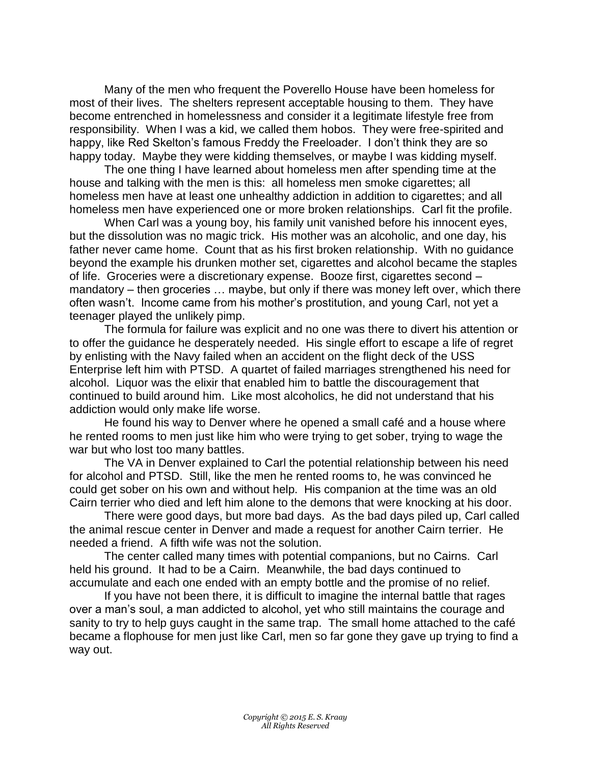Many of the men who frequent the Poverello House have been homeless for most of their lives. The shelters represent acceptable housing to them. They have become entrenched in homelessness and consider it a legitimate lifestyle free from responsibility. When I was a kid, we called them hobos. They were free-spirited and happy, like Red Skelton's famous Freddy the Freeloader. I don't think they are so happy today. Maybe they were kidding themselves, or maybe I was kidding myself.

The one thing I have learned about homeless men after spending time at the house and talking with the men is this: all homeless men smoke cigarettes; all homeless men have at least one unhealthy addiction in addition to cigarettes; and all homeless men have experienced one or more broken relationships. Carl fit the profile.

When Carl was a young boy, his family unit vanished before his innocent eyes, but the dissolution was no magic trick. His mother was an alcoholic, and one day, his father never came home. Count that as his first broken relationship. With no guidance beyond the example his drunken mother set, cigarettes and alcohol became the staples of life. Groceries were a discretionary expense. Booze first, cigarettes second – mandatory – then groceries … maybe, but only if there was money left over, which there often wasn't. Income came from his mother's prostitution, and young Carl, not yet a teenager played the unlikely pimp.

The formula for failure was explicit and no one was there to divert his attention or to offer the guidance he desperately needed. His single effort to escape a life of regret by enlisting with the Navy failed when an accident on the flight deck of the USS Enterprise left him with PTSD. A quartet of failed marriages strengthened his need for alcohol. Liquor was the elixir that enabled him to battle the discouragement that continued to build around him. Like most alcoholics, he did not understand that his addiction would only make life worse.

He found his way to Denver where he opened a small café and a house where he rented rooms to men just like him who were trying to get sober, trying to wage the war but who lost too many battles.

The VA in Denver explained to Carl the potential relationship between his need for alcohol and PTSD. Still, like the men he rented rooms to, he was convinced he could get sober on his own and without help. His companion at the time was an old Cairn terrier who died and left him alone to the demons that were knocking at his door.

There were good days, but more bad days. As the bad days piled up, Carl called the animal rescue center in Denver and made a request for another Cairn terrier. He needed a friend. A fifth wife was not the solution.

The center called many times with potential companions, but no Cairns. Carl held his ground. It had to be a Cairn. Meanwhile, the bad days continued to accumulate and each one ended with an empty bottle and the promise of no relief.

If you have not been there, it is difficult to imagine the internal battle that rages over a man's soul, a man addicted to alcohol, yet who still maintains the courage and sanity to try to help guys caught in the same trap. The small home attached to the café became a flophouse for men just like Carl, men so far gone they gave up trying to find a way out.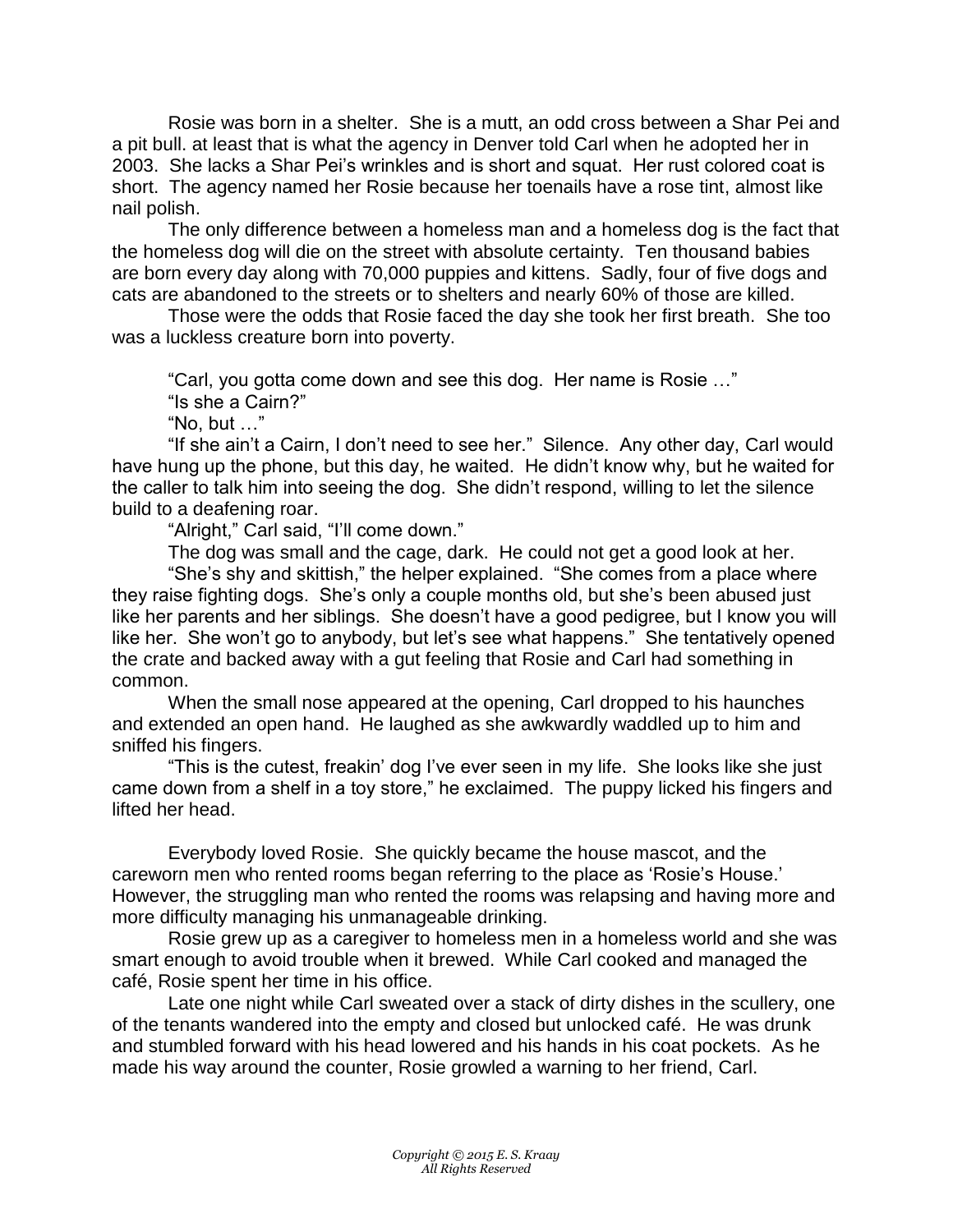Rosie was born in a shelter. She is a mutt, an odd cross between a Shar Pei and a pit bull. at least that is what the agency in Denver told Carl when he adopted her in 2003. She lacks a Shar Pei's wrinkles and is short and squat. Her rust colored coat is short. The agency named her Rosie because her toenails have a rose tint, almost like nail polish.

The only difference between a homeless man and a homeless dog is the fact that the homeless dog will die on the street with absolute certainty. Ten thousand babies are born every day along with 70,000 puppies and kittens. Sadly, four of five dogs and cats are abandoned to the streets or to shelters and nearly 60% of those are killed.

Those were the odds that Rosie faced the day she took her first breath. She too was a luckless creature born into poverty.

"Carl, you gotta come down and see this dog. Her name is Rosie …"

"Is she a Cairn?"

"No, but …"

"If she ain't a Cairn, I don't need to see her." Silence. Any other day, Carl would have hung up the phone, but this day, he waited. He didn't know why, but he waited for the caller to talk him into seeing the dog. She didn't respond, willing to let the silence build to a deafening roar.

"Alright," Carl said, "I'll come down."

The dog was small and the cage, dark. He could not get a good look at her.

"She's shy and skittish," the helper explained. "She comes from a place where they raise fighting dogs. She's only a couple months old, but she's been abused just like her parents and her siblings. She doesn't have a good pedigree, but I know you will like her. She won't go to anybody, but let's see what happens." She tentatively opened the crate and backed away with a gut feeling that Rosie and Carl had something in common.

When the small nose appeared at the opening, Carl dropped to his haunches and extended an open hand. He laughed as she awkwardly waddled up to him and sniffed his fingers.

"This is the cutest, freakin' dog I've ever seen in my life. She looks like she just came down from a shelf in a toy store," he exclaimed. The puppy licked his fingers and lifted her head.

Everybody loved Rosie. She quickly became the house mascot, and the careworn men who rented rooms began referring to the place as 'Rosie's House.' However, the struggling man who rented the rooms was relapsing and having more and more difficulty managing his unmanageable drinking.

Rosie grew up as a caregiver to homeless men in a homeless world and she was smart enough to avoid trouble when it brewed. While Carl cooked and managed the café, Rosie spent her time in his office.

Late one night while Carl sweated over a stack of dirty dishes in the scullery, one of the tenants wandered into the empty and closed but unlocked café. He was drunk and stumbled forward with his head lowered and his hands in his coat pockets. As he made his way around the counter, Rosie growled a warning to her friend, Carl.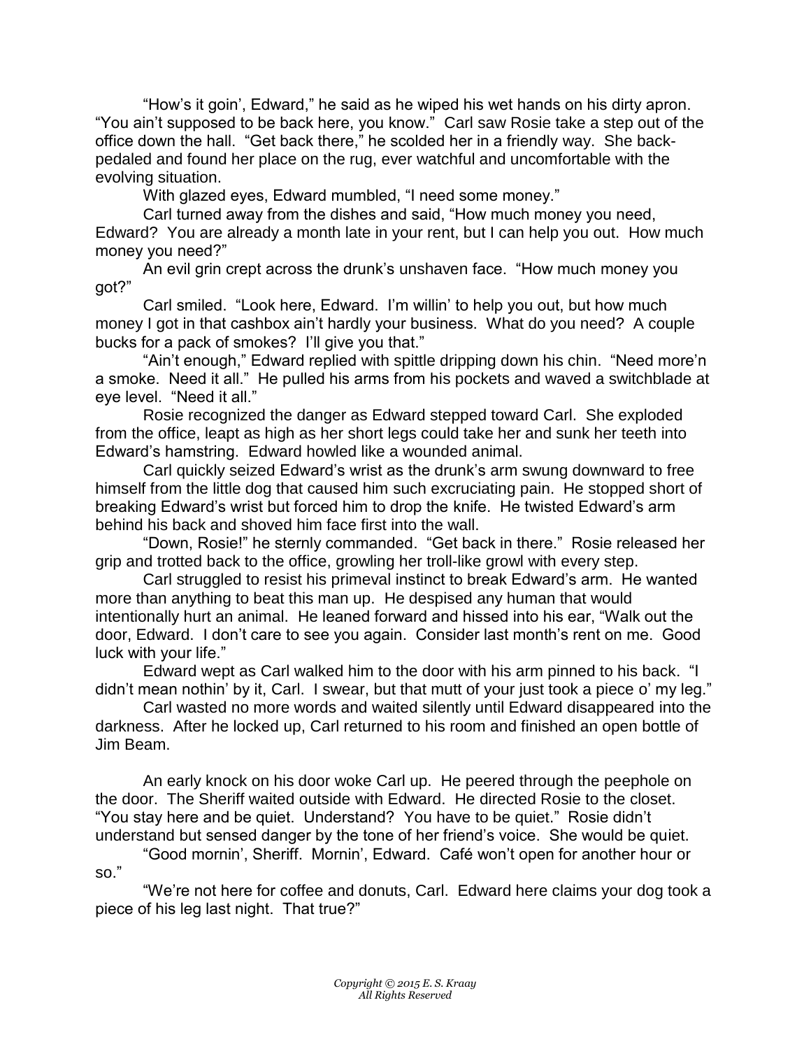"How's it goin', Edward," he said as he wiped his wet hands on his dirty apron. "You ain't supposed to be back here, you know." Carl saw Rosie take a step out of the office down the hall. "Get back there," he scolded her in a friendly way. She back-pedaled and found her place on the rug, ever watchful and uncomfortable with the evolving situation.

With glazed eyes, Edward mumbled, "I need some money."

Carl turned away from the dishes and said, "How much money you need, Edward? You are already a month late in your rent, but I can help you out. How much money you need?"

An evil grin crept across the drunk's unshaven face. "How much money you got?"

Carl smiled. "Look here, Edward. I'm willin' to help you out, but how much money I got in that cashbox ain't hardly your business. What do you need? A couple bucks for a pack of smokes? I'll give you that."

"Ain't enough," Edward replied with spittle dripping down his chin. "Need more'n a smoke. Need it all." He pulled his arms from his pockets and waved a switchblade at eye level. "Need it all."

Rosie recognized the danger as Edward stepped toward Carl. She exploded from the office, leapt as high as her short legs could take her and sunk her teeth into Edward's hamstring. Edward howled like a wounded animal.

Carl quickly seized Edward's wrist as the drunk's arm swung downward to free himself from the little dog that caused him such excruciating pain. He stopped short of breaking Edward's wrist but forced him to drop the knife. He twisted Edward's arm behind his back and shoved him face first into the wall.

"Down, Rosie!" he sternly commanded. "Get back in there." Rosie released her grip and trotted back to the office, growling her troll-like growl with every step.

Carl struggled to resist his primeval instinct to break Edward's arm. He wanted more than anything to beat this man up. He despised any human that would intentionally hurt an animal. He leaned forward and hissed into his ear, "Walk out the door, Edward. I don't care to see you again. Consider last month's rent on me. Good luck with your life."

Edward wept as Carl walked him to the door with his arm pinned to his back. "I didn't mean nothin' by it, Carl. I swear, but that mutt of your just took a piece o' my leg."

Carl wasted no more words and waited silently until Edward disappeared into the darkness. After he locked up, Carl returned to his room and finished an open bottle of Jim Beam.

An early knock on his door woke Carl up. He peered through the peephole on the door. The Sheriff waited outside with Edward. He directed Rosie to the closet. "You stay here and be quiet. Understand? You have to be quiet." Rosie didn't understand but sensed danger by the tone of her friend's voice. She would be quiet.

"Good mornin', Sheriff. Mornin', Edward. Café won't open for another hour or so."

"We're not here for coffee and donuts, Carl. Edward here claims your dog took a piece of his leg last night. That true?"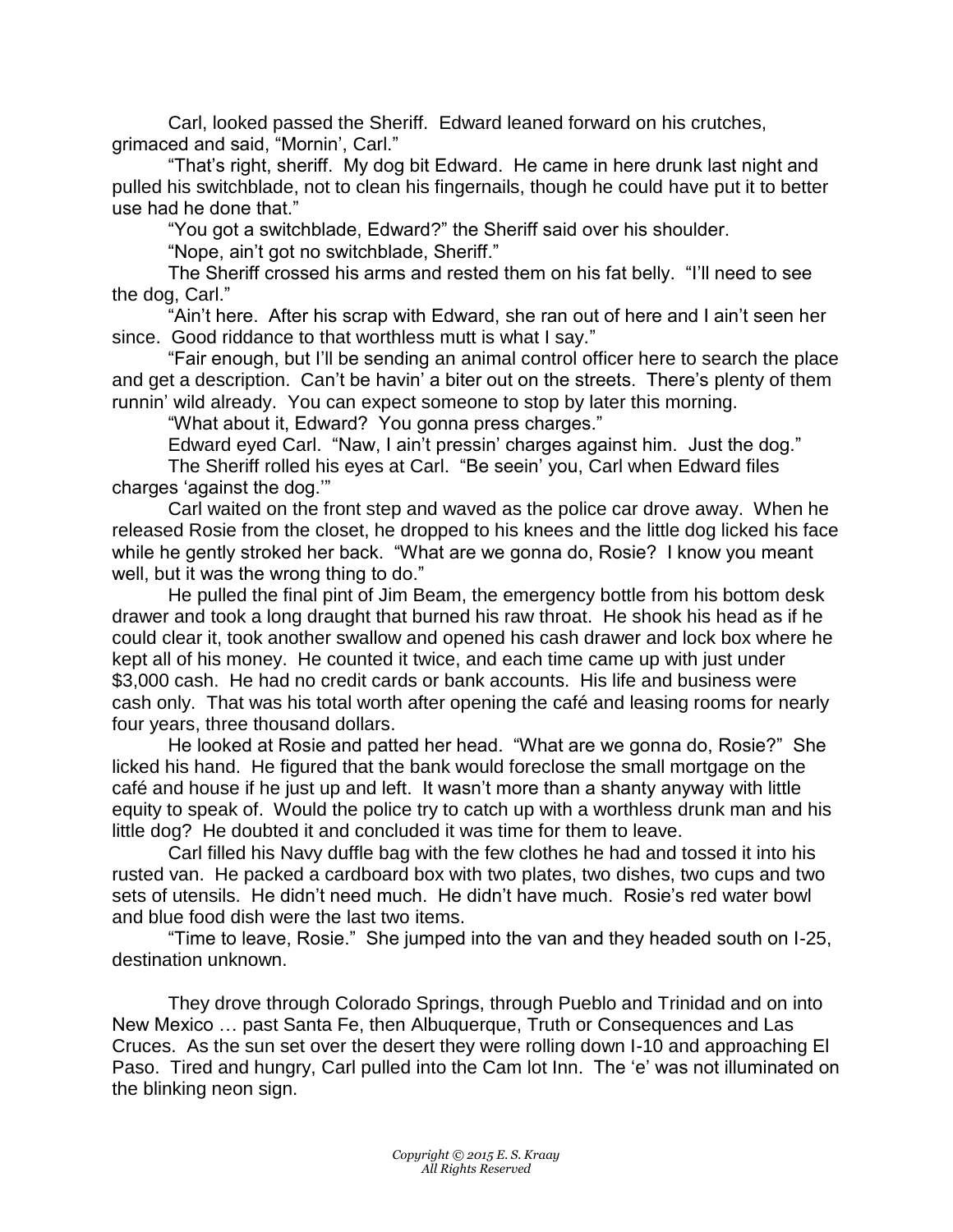Carl, looked passed the Sheriff. Edward leaned forward on his crutches, grimaced and said, "Mornin', Carl."

"That's right, sheriff. My dog bit Edward. He came in here drunk last night and pulled his switchblade, not to clean his fingernails, though he could have put it to better use had he done that."

"You got a switchblade, Edward?" the Sheriff said over his shoulder.

"Nope, ain't got no switchblade, Sheriff."

The Sheriff crossed his arms and rested them on his fat belly. "I'll need to see the dog, Carl."

"Ain't here. After his scrap with Edward, she ran out of here and I ain't seen her since. Good riddance to that worthless mutt is what I say."

"Fair enough, but I'll be sending an animal control officer here to search the place and get a description. Can't be havin' a biter out on the streets. There's plenty of them runnin' wild already. You can expect someone to stop by later this morning.

"What about it, Edward? You gonna press charges."

Edward eyed Carl. "Naw, I ain't pressin' charges against him. Just the dog."

The Sheriff rolled his eyes at Carl. "Be seein' you, Carl when Edward files charges 'against the dog.'"

Carl waited on the front step and waved as the police car drove away. When he released Rosie from the closet, he dropped to his knees and the little dog licked his face while he gently stroked her back. "What are we gonna do, Rosie? I know you meant well, but it was the wrong thing to do."

He pulled the final pint of Jim Beam, the emergency bottle from his bottom desk drawer and took a long draught that burned his raw throat. He shook his head as if he could clear it, took another swallow and opened his cash drawer and lock box where he kept all of his money. He counted it twice, and each time came up with just under $3,000 cash. He had no credit cards or bank accounts. His life and business were cash only. That was his total worth after opening the café and leasing rooms for nearly four years, three thousand dollars.

He looked at Rosie and patted her head. "What are we gonna do, Rosie?" She licked his hand. He figured that the bank would foreclose the small mortgage on the café and house if he just up and left. It wasn't more than a shanty anyway with little equity to speak of. Would the police try to catch up with a worthless drunk man and his little dog? He doubted it and concluded it was time for them to leave.

Carl filled his Navy duffle bag with the few clothes he had and tossed it into his rusted van. He packed a cardboard box with two plates, two dishes, two cups and two sets of utensils. He didn't need much. He didn't have much. Rosie's red water bowl and blue food dish were the last two items.

"Time to leave, Rosie." She jumped into the van and they headed south on I-25, destination unknown.

They drove through Colorado Springs, through Pueblo and Trinidad and on into New Mexico … past Santa Fe, then Albuquerque, Truth or Consequences and Las Cruces. As the sun set over the desert they were rolling down I-10 and approaching El Paso. Tired and hungry, Carl pulled into the Cam lot Inn. The 'e' was not illuminated on the blinking neon sign.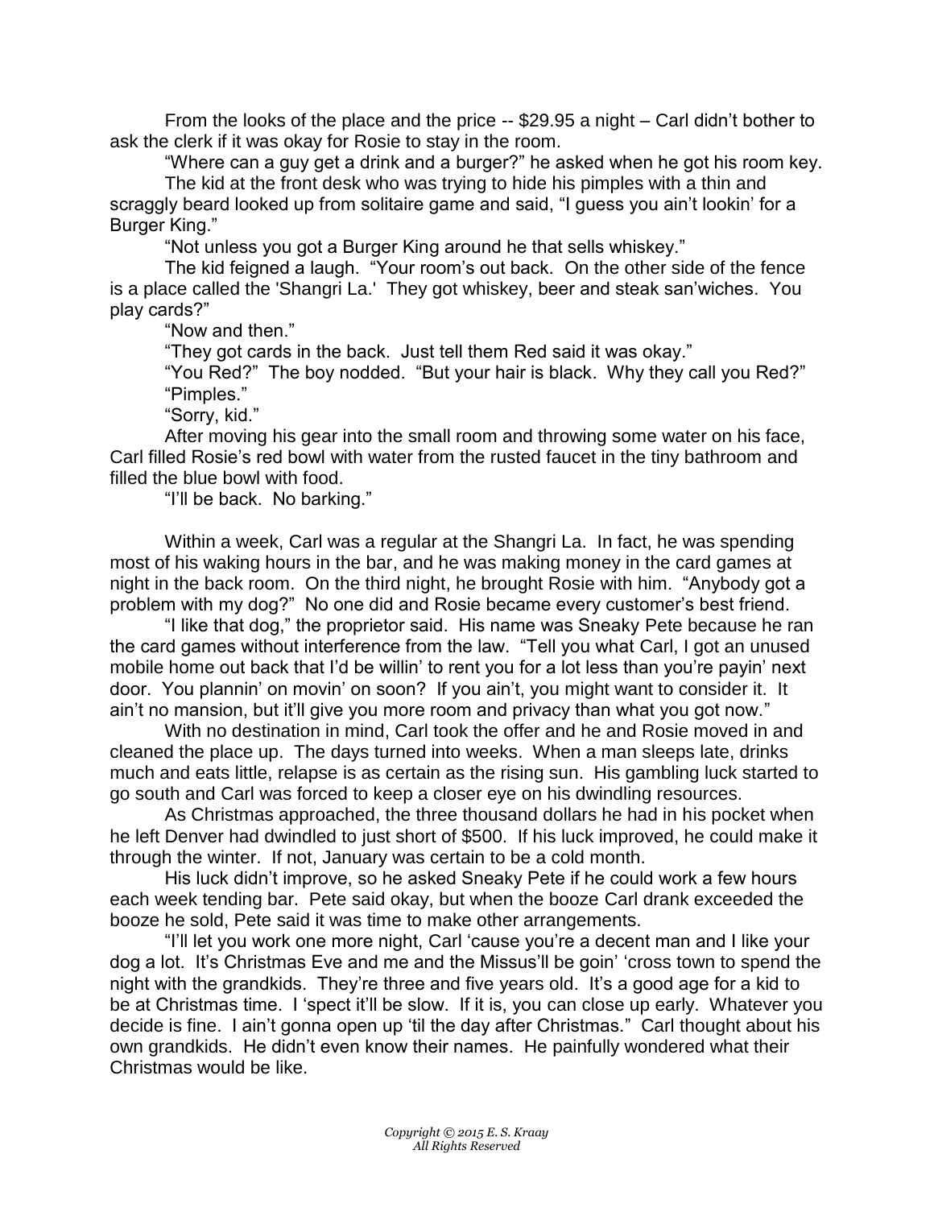From the looks of the place and the price -- $29.95 a night – Carl didn't bother to ask the clerk if it was okay for Rosie to stay in the room.

"Where can a guy get a drink and a burger?" he asked when he got his room key.

The kid at the front desk who was trying to hide his pimples with a thin and scraggly beard looked up from solitaire game and said, "I guess you ain't lookin' for a Burger King."

"Not unless you got a Burger King around he that sells whiskey."

The kid feigned a laugh. "Your room's out back. On the other side of the fence is a place called the 'Shangri La.' They got whiskey, beer and steak san'wiches. You play cards?"

"Now and then."

"They got cards in the back. Just tell them Red said it was okay."

"You Red?" The boy nodded. "But your hair is black. Why they call you Red?"

"Pimples."

"Sorry, kid."

After moving his gear into the small room and throwing some water on his face, Carl filled Rosie's red bowl with water from the rusted faucet in the tiny bathroom and filled the blue bowl with food.

"I'll be back. No barking."

Within a week, Carl was a regular at the Shangri La. In fact, he was spending most of his waking hours in the bar, and he was making money in the card games at night in the back room. On the third night, he brought Rosie with him. "Anybody got a problem with my dog?" No one did and Rosie became every customer's best friend.

"I like that dog," the proprietor said. His name was Sneaky Pete because he ran the card games without interference from the law. "Tell you what Carl, I got an unused mobile home out back that I'd be willin' to rent you for a lot less than you're payin' next door. You plannin' on movin' on soon? If you ain't, you might want to consider it. It ain't no mansion, but it'll give you more room and privacy than what you got now."

With no destination in mind, Carl took the offer and he and Rosie moved in and cleaned the place up. The days turned into weeks. When a man sleeps late, drinks much and eats little, relapse is as certain as the rising sun. His gambling luck started to go south and Carl was forced to keep a closer eye on his dwindling resources.

As Christmas approached, the three thousand dollars he had in his pocket when he left Denver had dwindled to just short of $500. If his luck improved, he could make it through the winter. If not, January was certain to be a cold month.

His luck didn't improve, so he asked Sneaky Pete if he could work a few hours each week tending bar. Pete said okay, but when the booze Carl drank exceeded the booze he sold, Pete said it was time to make other arrangements.

"I'll let you work one more night, Carl 'cause you're a decent man and I like your dog a lot. It's Christmas Eve and me and the Missus'll be goin' 'cross town to spend the night with the grandkids. They're three and five years old. It's a good age for a kid to be at Christmas time. I 'spect it'll be slow. If it is, you can close up early. Whatever you decide is fine. I ain't gonna open up 'til the day after Christmas." Carl thought about his own grandkids. He didn't even know their names. He painfully wondered what their Christmas would be like.

*Copyright © 2015 E. S. Kraay*
*All Rights Reserved*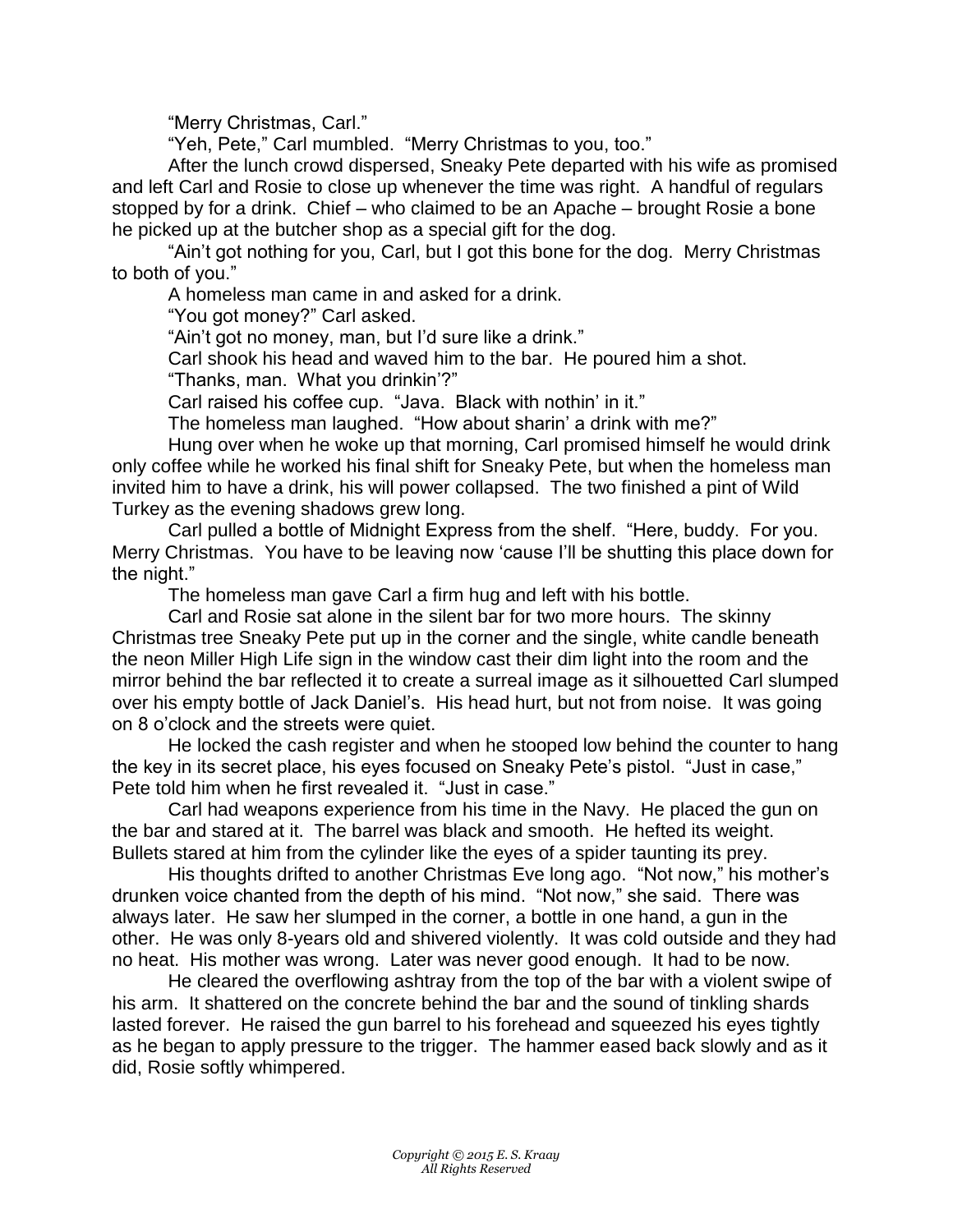"Merry Christmas, Carl."

"Yeh, Pete," Carl mumbled. "Merry Christmas to you, too."

After the lunch crowd dispersed, Sneaky Pete departed with his wife as promised and left Carl and Rosie to close up whenever the time was right. A handful of regulars stopped by for a drink. Chief – who claimed to be an Apache – brought Rosie a bone he picked up at the butcher shop as a special gift for the dog.

"Ain't got nothing for you, Carl, but I got this bone for the dog. Merry Christmas to both of you."

A homeless man came in and asked for a drink.

"You got money?" Carl asked.

"Ain't got no money, man, but I'd sure like a drink."

Carl shook his head and waved him to the bar. He poured him a shot.

"Thanks, man. What you drinkin'?"

Carl raised his coffee cup. "Java. Black with nothin' in it."

The homeless man laughed. "How about sharin' a drink with me?"

Hung over when he woke up that morning, Carl promised himself he would drink only coffee while he worked his final shift for Sneaky Pete, but when the homeless man invited him to have a drink, his will power collapsed. The two finished a pint of Wild Turkey as the evening shadows grew long.

Carl pulled a bottle of Midnight Express from the shelf. "Here, buddy. For you. Merry Christmas. You have to be leaving now 'cause I'll be shutting this place down for the night."

The homeless man gave Carl a firm hug and left with his bottle.

Carl and Rosie sat alone in the silent bar for two more hours. The skinny Christmas tree Sneaky Pete put up in the corner and the single, white candle beneath the neon Miller High Life sign in the window cast their dim light into the room and the mirror behind the bar reflected it to create a surreal image as it silhouetted Carl slumped over his empty bottle of Jack Daniel's. His head hurt, but not from noise. It was going on 8 o'clock and the streets were quiet.

He locked the cash register and when he stooped low behind the counter to hang the key in its secret place, his eyes focused on Sneaky Pete's pistol. "Just in case," Pete told him when he first revealed it. "Just in case."

Carl had weapons experience from his time in the Navy. He placed the gun on the bar and stared at it. The barrel was black and smooth. He hefted its weight. Bullets stared at him from the cylinder like the eyes of a spider taunting its prey.

His thoughts drifted to another Christmas Eve long ago. "Not now," his mother's drunken voice chanted from the depth of his mind. "Not now," she said. There was always later. He saw her slumped in the corner, a bottle in one hand, a gun in the other. He was only 8-years old and shivered violently. It was cold outside and they had no heat. His mother was wrong. Later was never good enough. It had to be now.

He cleared the overflowing ashtray from the top of the bar with a violent swipe of his arm. It shattered on the concrete behind the bar and the sound of tinkling shards lasted forever. He raised the gun barrel to his forehead and squeezed his eyes tightly as he began to apply pressure to the trigger. The hammer eased back slowly and as it did, Rosie softly whimpered.

*Copyright © 2015 E. S. Kraay*
*All Rights Reserved*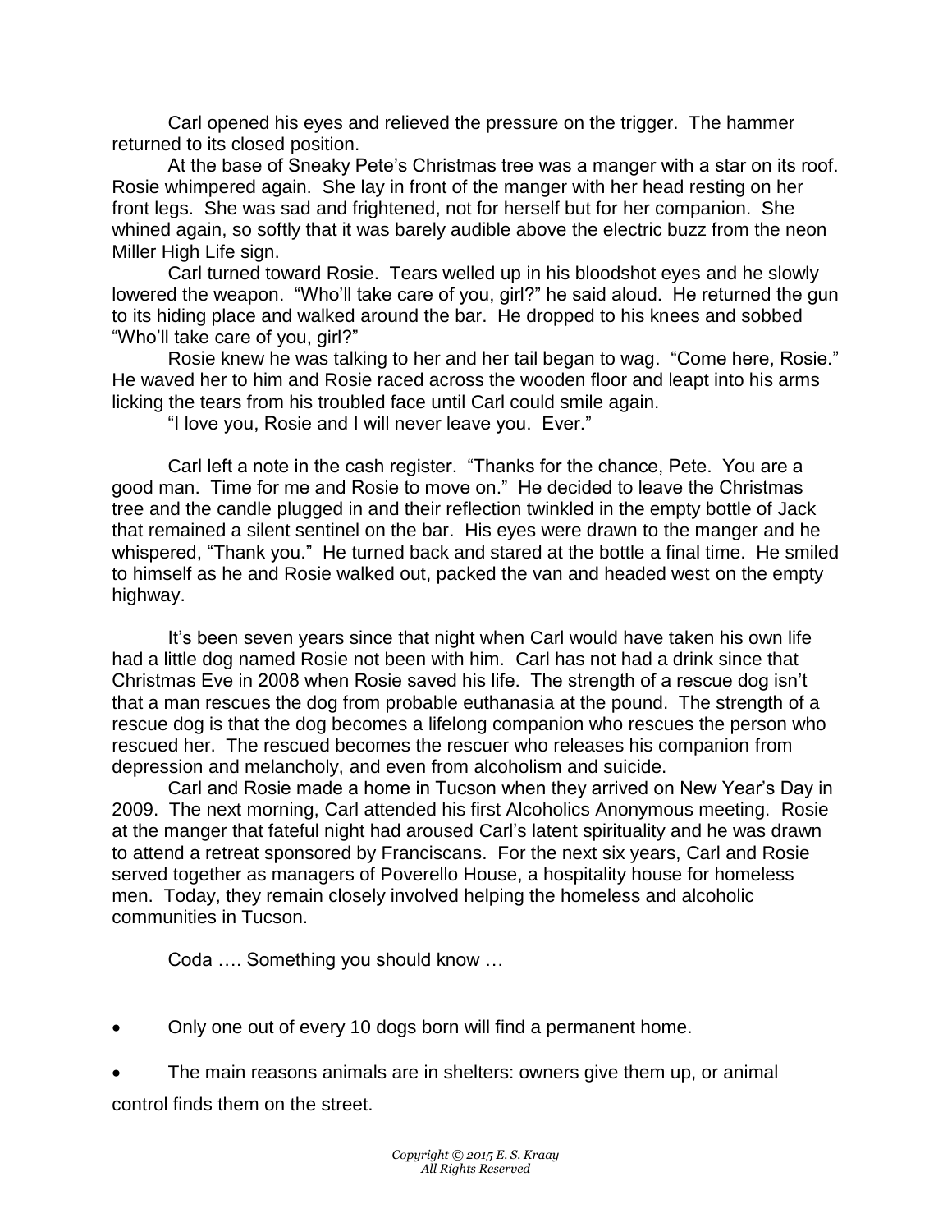Carl opened his eyes and relieved the pressure on the trigger. The hammer returned to its closed position.

At the base of Sneaky Pete's Christmas tree was a manger with a star on its roof. Rosie whimpered again. She lay in front of the manger with her head resting on her front legs. She was sad and frightened, not for herself but for her companion. She whined again, so softly that it was barely audible above the electric buzz from the neon Miller High Life sign.

Carl turned toward Rosie. Tears welled up in his bloodshot eyes and he slowly lowered the weapon. "Who'll take care of you, girl?" he said aloud. He returned the gun to its hiding place and walked around the bar. He dropped to his knees and sobbed "Who'll take care of you, girl?"

Rosie knew he was talking to her and her tail began to wag. "Come here, Rosie." He waved her to him and Rosie raced across the wooden floor and leapt into his arms licking the tears from his troubled face until Carl could smile again.

"I love you, Rosie and I will never leave you. Ever."

Carl left a note in the cash register. "Thanks for the chance, Pete. You are a good man. Time for me and Rosie to move on." He decided to leave the Christmas tree and the candle plugged in and their reflection twinkled in the empty bottle of Jack that remained a silent sentinel on the bar. His eyes were drawn to the manger and he whispered, "Thank you." He turned back and stared at the bottle a final time. He smiled to himself as he and Rosie walked out, packed the van and headed west on the empty highway.

It's been seven years since that night when Carl would have taken his own life had a little dog named Rosie not been with him. Carl has not had a drink since that Christmas Eve in 2008 when Rosie saved his life. The strength of a rescue dog isn't that a man rescues the dog from probable euthanasia at the pound. The strength of a rescue dog is that the dog becomes a lifelong companion who rescues the person who rescued her. The rescued becomes the rescuer who releases his companion from depression and melancholy, and even from alcoholism and suicide.

Carl and Rosie made a home in Tucson when they arrived on New Year's Day in 2009. The next morning, Carl attended his first Alcoholics Anonymous meeting. Rosie at the manger that fateful night had aroused Carl's latent spirituality and he was drawn to attend a retreat sponsored by Franciscans. For the next six years, Carl and Rosie served together as managers of Poverello House, a hospitality house for homeless men. Today, they remain closely involved helping the homeless and alcoholic communities in Tucson.

Coda …. Something you should know …

- Only one out of every 10 dogs born will find a permanent home.
- The main reasons animals are in shelters: owners give them up, or animal control finds them on the street.

*Copyright © 2015 E. S. Kraay*
*All Rights Reserved*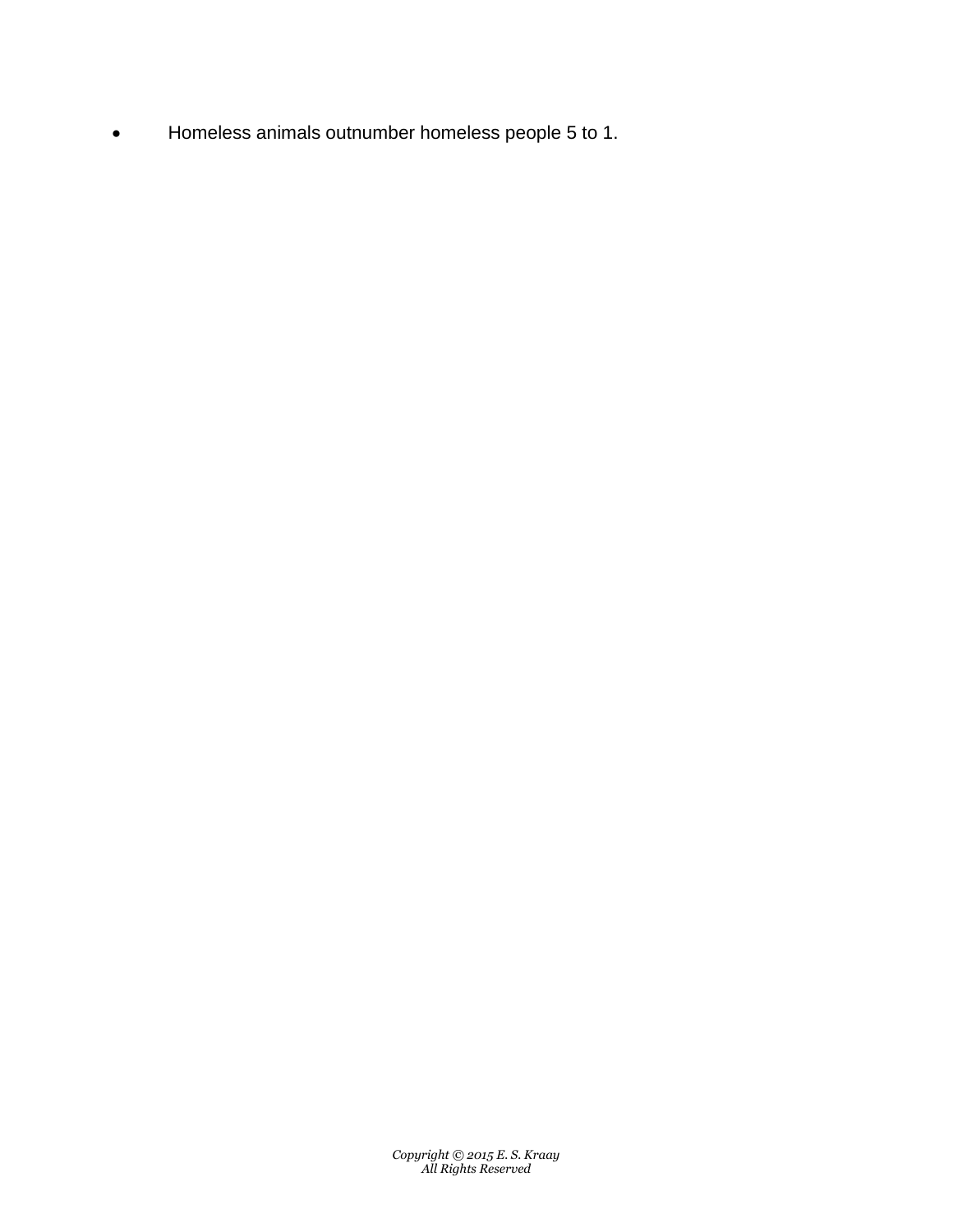- Homeless animals outnumber homeless people 5 to 1.

*Copyright © 2015 E. S. Kraay*
*All Rights Reserved*